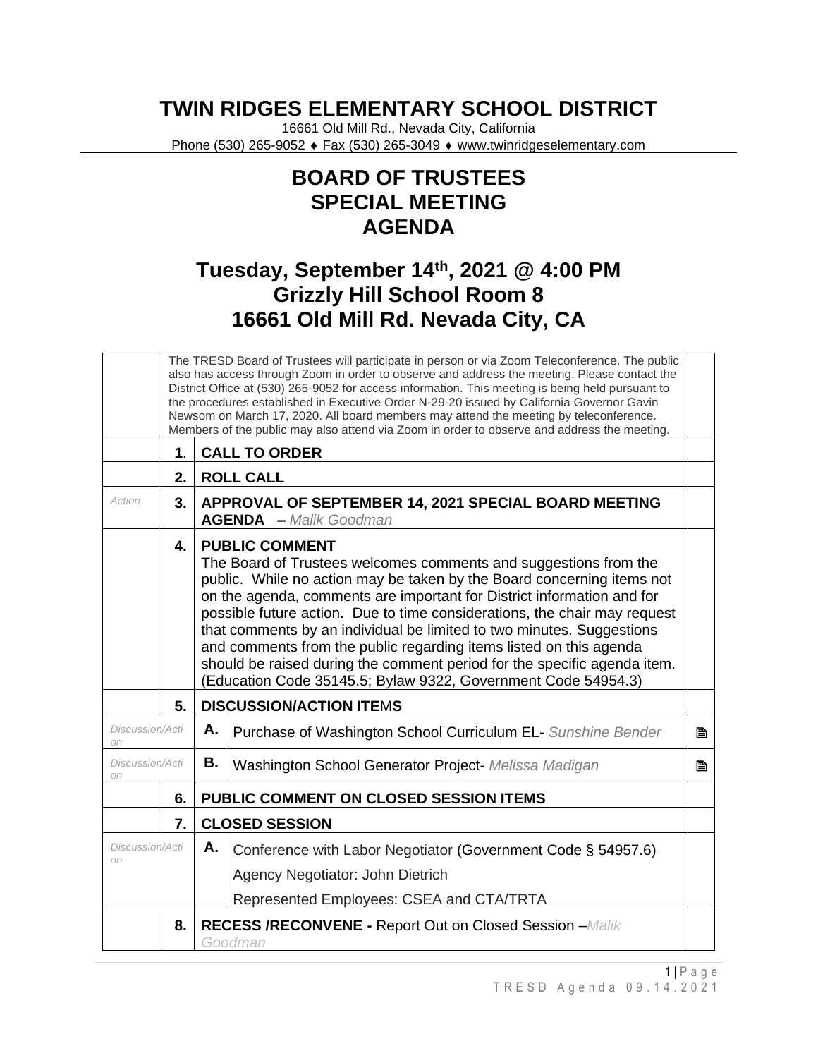# TWIN RIDGES ELEMENTARY SCHOOL DISTRICT

16661 Old Mill Rd., Nevada City, California
Phone (530) 265-9052 ♦ Fax (530) 265-3049 ♦ www.twinridgeselementary.com

# BOARD OF TRUSTEES SPECIAL MEETING AGENDA

## Tuesday, September 14th, 2021 @ 4:00 PM
## Grizzly Hill School Room 8
## 16661 Old Mill Rd. Nevada City, CA

| | | | | |
|---|---|---|---|---|
| | The TRESD Board of Trustees will participate in person or via Zoom Teleconference. The public also has access through Zoom in order to observe and address the meeting. Please contact the District Office at (530) 265-9052 for access information. This meeting is being held pursuant to the procedures established in Executive Order N-29-20 issued by California Governor Gavin Newsom on March 17, 2020. All board members may attend the meeting by teleconference. Members of the public may also attend via Zoom in order to observe and address the meeting. | | | |
| | **1.** | **CALL TO ORDER** | | |
| | **2.** | **ROLL CALL** | | |
| *Action* | **3.** | **APPROVAL OF SEPTEMBER 14, 2021 SPECIAL BOARD MEETING AGENDA** – *Malik Goodman* | | |
| | **4.** | **PUBLIC COMMENT** The Board of Trustees welcomes comments and suggestions from the public. While no action may be taken by the Board concerning items not on the agenda, comments are important for District information and for possible future action. Due to time considerations, the chair may request that comments by an individual be limited to two minutes. Suggestions and comments from the public regarding items listed on this agenda should be raised during the comment period for the specific agenda item. (Education Code 35145.5; Bylaw 9322, Government Code 54954.3) | | |
| | **5.** | **DISCUSSION/ACTION ITEMS** | | |
| *Discussion/Action* | **A.** | Purchase of Washington School Curriculum EL- *Sunshine Bender* | | 🖹 |
| *Discussion/Action* | **B.** | Washington School Generator Project- *Melissa Madigan* | | 🖹 |
| | **6.** | **PUBLIC COMMENT ON CLOSED SESSION ITEMS** | | |
| | **7.** | **CLOSED SESSION** | | |
| *Discussion/Action* | **A.** | Conference with Labor Negotiator (Government Code § 54957.6)<br>Agency Negotiator: John Dietrich<br>Represented Employees: CSEA and CTA/TRTA | | |
| | **8.** | **RECESS /RECONVENE -** Report Out on Closed Session –*Malik Goodman* | | |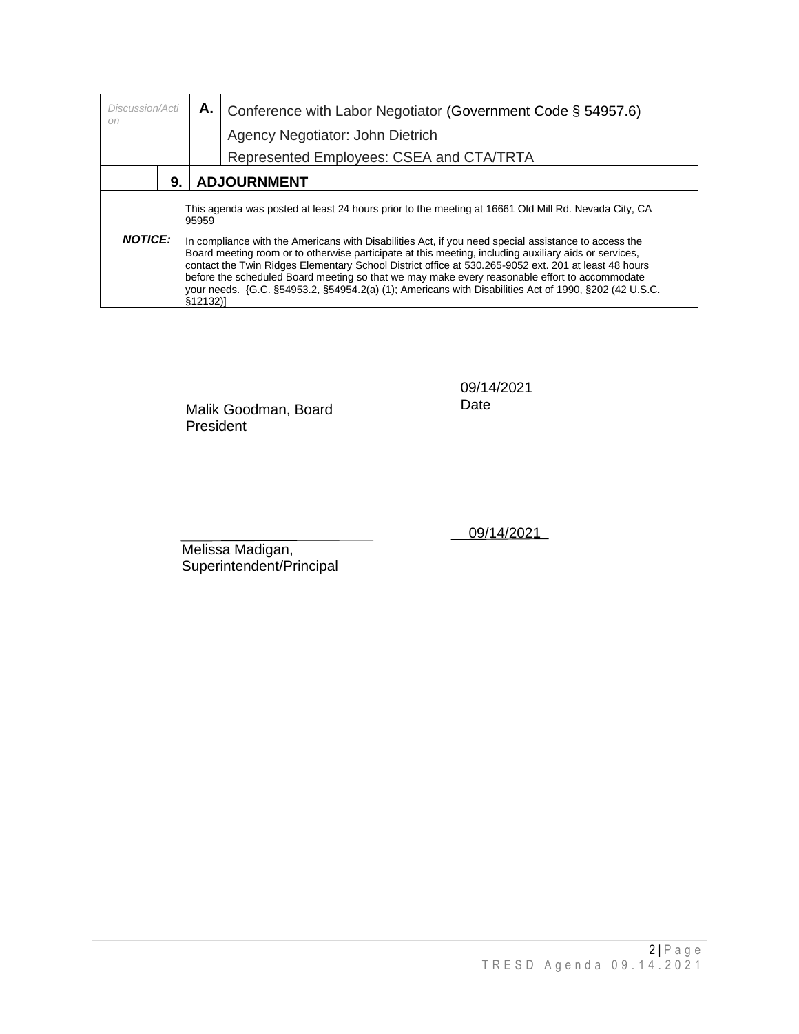| | | | | |
|---|---|---|---|---|
| *Discussion/Action* | | **A.** | Conference with Labor Negotiator (Government Code § 54957.6)<br>Agency Negotiator: John Dietrich<br>Represented Employees: CSEA and CTA/TRTA | |
| | **9.** | **ADJOURNMENT** | | |
| | | This agenda was posted at least 24 hours prior to the meeting at 16661 Old Mill Rd. Nevada City, CA 95959 | | |
| ***NOTICE:*** | | In compliance with the Americans with Disabilities Act, if you need special assistance to access the Board meeting room or to otherwise participate at this meeting, including auxiliary aids or services, contact the Twin Ridges Elementary School District office at 530.265-9052 ext. 201 at least 48 hours before the scheduled Board meeting so that we may make every reasonable effort to accommodate your needs. {G.C. §54953.2, §54954.2(a) (1); Americans with Disabilities Act of 1990, §202 (42 U.S.C. §12132)] | | |

______________________________

Malik Goodman, Board President

09/14/2021

Date

______________________________

Melissa Madigan, Superintendent/Principal

09/14/2021